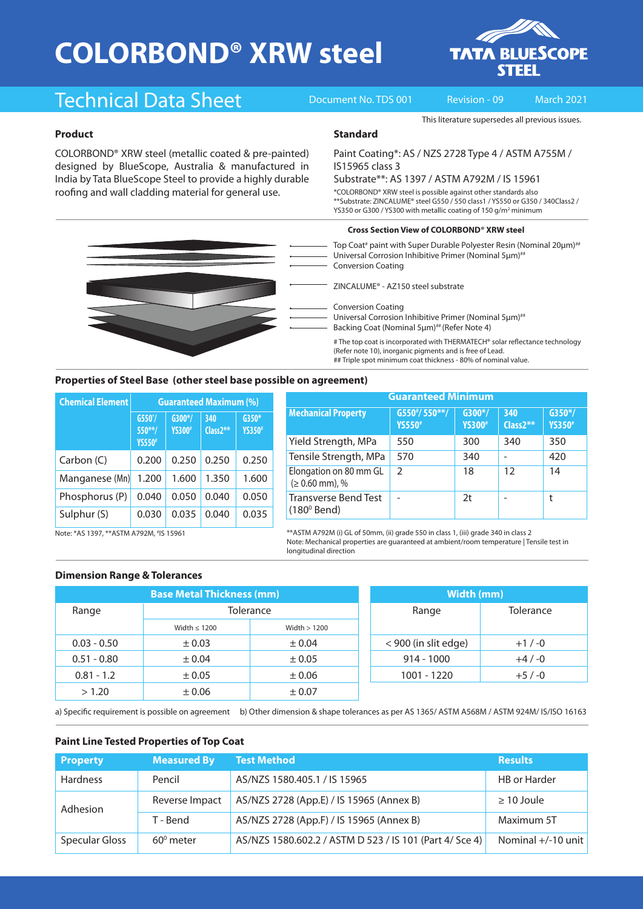# COLORBOND® XRW steel

TATA BLUESCOPE STEEL

## Technical Data Sheet

Document No. TDS 001 | Revision - 09 | March 2021

This literature supersedes all previous issues.

### Product

COLORBOND® XRW steel (metallic coated & pre-painted) designed by BlueScope, Australia & manufactured in India by Tata BlueScope Steel to provide a highly durable roofing and wall cladding material for general use.

### Standard

Paint Coating*: AS / NZS 2728 Type 4 / ASTM A755M / IS15965 class 3

Substrate**: AS 1397 / ASTM A792M / IS 15961

*COLORBOND® XRW steel is possible against other standards also

**Substrate: ZINCALUME® steel G550 / 550 class1 / YS550 or G350 / 340Class2 / YS350 or G300 / YS300 with metallic coating of 150 g/m² minimum

**Cross Section View of COLORBOND® XRW steel**

- Top Coat# paint with Super Durable Polyester Resin (Nominal 20µm)##
- Universal Corrosion Inhibitive Primer (Nominal 5µm)##
- Conversion Coating
- ZINCALUME® - AZ150 steel substrate
- Conversion Coating
- Universal Corrosion Inhibitive Primer (Nominal 5µm)##
- Backing Coat (Nominal 5µm)## (Refer Note 4)

# The top coat is incorporated with THERMATECH® solar reflectance technology (Refer note 10), inorganic pigments and is free of Lead.

## Triple spot minimum coat thickness - 80% of nominal value.

### Properties of Steel Base (other steel base possible on agreement)

| Chemical Element | Guaranteed Maximum (%) | | | |
|---|---|---|---|---|
| | G550*/ 550**/ YS550# | G300*/ YS300# | 340 Class2** | G350* YS350# |
| Carbon (C) | 0.200 | 0.250 | 0.250 | 0.250 |
| Manganese (Mn) | 1.200 | 1.600 | 1.350 | 1.600 |
| Phosphorus (P) | 0.040 | 0.050 | 0.040 | 0.050 |
| Sulphur (S) | 0.030 | 0.035 | 0.040 | 0.035 |

Note: *AS 1397, **ASTM A792M, #IS 15961

| Mechanical Property | Guaranteed Minimum | | | |
|---|---|---|---|---|
| | G550#/ 550**/ YS550# | G300*/ YS300# | 340 Class2** | G350*/ YS350# |
| Yield Strength, MPa | 550 | 300 | 340 | 350 |
| Tensile Strength, MPa | 570 | 340 | - | 420 |
| Elongation on 80 mm GL (≥ 0.60 mm), % | 2 | 18 | 12 | 14 |
| Transverse Bend Test (180⁰ Bend) | - | 2t | - | t |

**ASTM A792M (i) GL of 50mm, (ii) grade 550 in class 1, (iii) grade 340 in class 2

Note: Mechanical properties are guaranteed at ambient/room temperature | Tensile test in longitudinal direction

### Dimension Range & Tolerances

| Base Metal Thickness (mm) | | |
|---|---|---|
| Range | Tolerance | |
| | Width ≤ 1200 | Width > 1200 |
| 0.03 - 0.50 | ± 0.03 | ± 0.04 |
| 0.51 - 0.80 | ± 0.04 | ± 0.05 |
| 0.81 - 1.2 | ± 0.05 | ± 0.06 |
| > 1.20 | ± 0.06 | ± 0.07 |

| Width (mm) | |
|---|---|
| Range | Tolerance |
| < 900 (in slit edge) | +1 / -0 |
| 914 - 1000 | +4 / -0 |
| 1001 - 1220 | +5 / -0 |

a) Specific requirement is possible on agreement b) Other dimension & shape tolerances as per AS 1365/ ASTM A568M / ASTM 924M/ IS/ISO 16163

### Paint Line Tested Properties of Top Coat

| Property | Measured By | Test Method | Results |
|---|---|---|---|
| Hardness | Pencil | AS/NZS 1580.405.1 / IS 15965 | HB or Harder |
| Adhesion | Reverse Impact | AS/NZS 2728 (App.E) / IS 15965 (Annex B) | ≥ 10 Joule |
| | T - Bend | AS/NZS 2728 (App.F) / IS 15965 (Annex B) | Maximum 5T |
| Specular Gloss | 60⁰ meter | AS/NZS 1580.602.2 / ASTM D 523 / IS 101 (Part 4/ Sce 4) | Nominal +/-10 unit |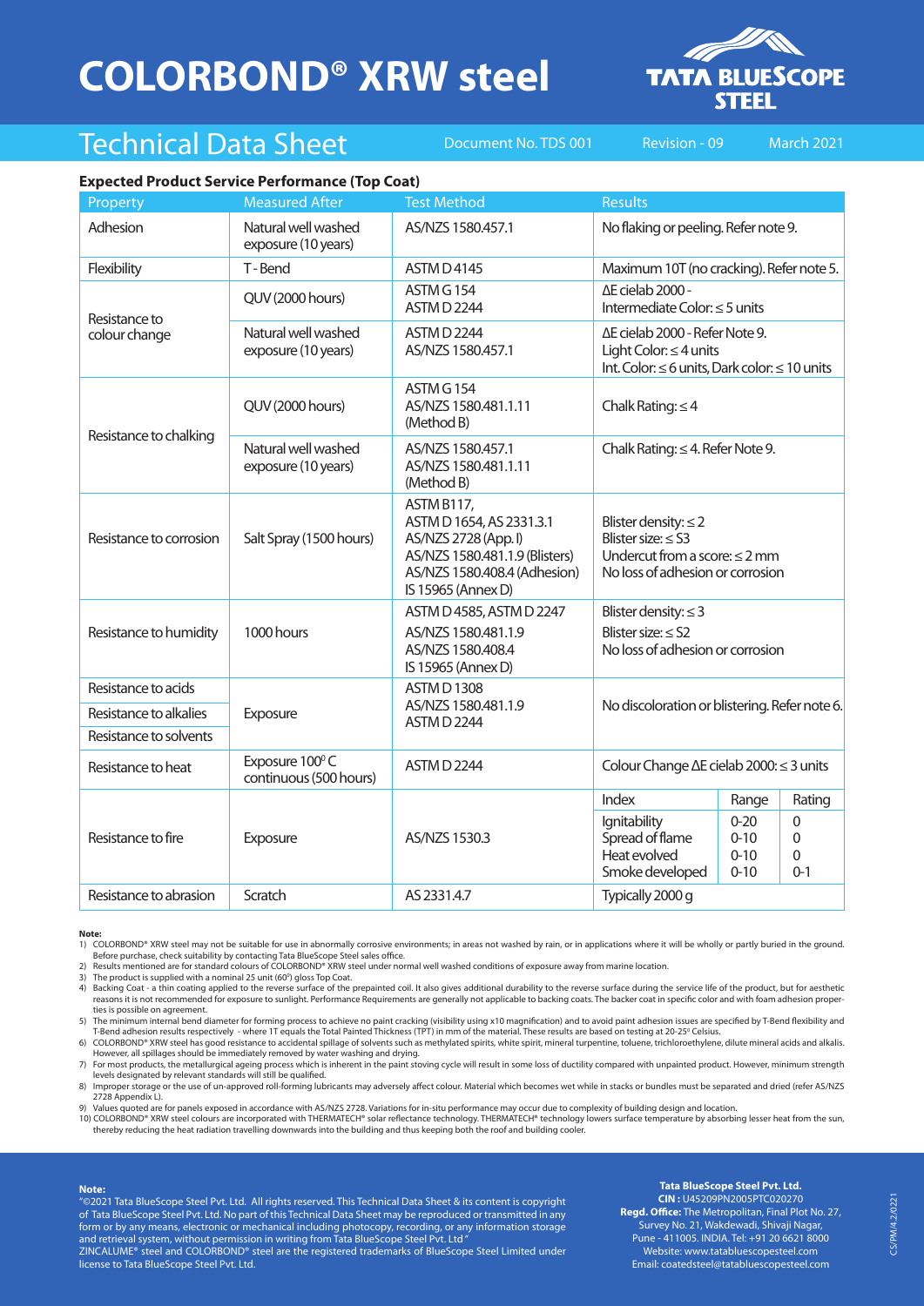# COLORBOND® XRW steel

## Technical Data Sheet

Document No. TDS 001 Revision - 09 March 2021

### Expected Product Service Performance (Top Coat)

| Property | Measured After | Test Method | Results | | |
|---|---|---|---|---|---|
| Adhesion | Natural well washed exposure (10 years) | AS/NZS 1580.457.1 | No flaking or peeling. Refer note 9. | | |
| Flexibility | T - Bend | ASTM D 4145 | Maximum 10T (no cracking). Refer note 5. | | |
| Resistance to colour change | QUV (2000 hours) | ASTM G 154<br>ASTM D 2244 | ΔE cielab 2000 -<br>Intermediate Color: ≤ 5 units | | |
| | Natural well washed exposure (10 years) | ASTM D 2244<br>AS/NZS 1580.457.1 | ΔE cielab 2000 - Refer Note 9.<br>Light Color: ≤ 4 units<br>Int. Color: ≤ 6 units, Dark color: ≤ 10 units | | |
| Resistance to chalking | QUV (2000 hours) | ASTM G 154<br>AS/NZS 1580.481.1.11 (Method B) | Chalk Rating: ≤ 4 | | |
| | Natural well washed exposure (10 years) | AS/NZS 1580.457.1<br>AS/NZS 1580.481.1.11 (Method B) | Chalk Rating: ≤ 4. Refer Note 9. | | |
| Resistance to corrosion | Salt Spray (1500 hours) | ASTM B117,<br>ASTM D 1654, AS 2331.3.1<br>AS/NZS 2728 (App. I)<br>AS/NZS 1580.481.1.9 (Blisters)<br>AS/NZS 1580.408.4 (Adhesion)<br>IS 15965 (Annex D) | Blister density: ≤ 2<br>Blister size: ≤ S3<br>Undercut from a score: ≤ 2 mm<br>No loss of adhesion or corrosion | | |
| Resistance to humidity | 1000 hours | ASTM D 4585, ASTM D 2247<br>AS/NZS 1580.481.1.9<br>AS/NZS 1580.408.4<br>IS 15965 (Annex D) | Blister density: ≤ 3<br>Blister size: ≤ S2<br>No loss of adhesion or corrosion | | |
| Resistance to acids<br>Resistance to alkalies<br>Resistance to solvents | Exposure | ASTM D 1308<br>AS/NZS 1580.481.1.9<br>ASTM D 2244 | No discoloration or blistering. Refer note 6. | | |
| Resistance to heat | Exposure 100°C continuous (500 hours) | ASTM D 2244 | Colour Change ΔE cielab 2000: ≤ 3 units | | |
| Resistance to fire | Exposure | AS/NZS 1530.3 | Index | Range | Rating |
| | | | Ignitability | 0-20 | 0 |
| | | | Spread of flame | 0-10 | 0 |
| | | | Heat evolved | 0-10 | 0 |
| | | | Smoke developed | 0-10 | 0-1 |
| Resistance to abrasion | Scratch | AS 2331.4.7 | Typically 2000 g | | |

**Note:**

1) COLORBOND® XRW steel may not be suitable for use in abnormally corrosive environments; in areas not washed by rain, or in applications where it will be wholly or partly buried in the ground. Before purchase, check suitability by contacting Tata BlueScope Steel sales office.
2) Results mentioned are for standard colours of COLORBOND® XRW steel under normal well washed conditions of exposure away from marine location.
3) The product is supplied with a nominal 25 unit (60°) gloss Top Coat.
4) Backing Coat - a thin coating applied to the reverse surface of the prepainted coil. It also gives additional durability to the reverse surface during the service life of the product, but for aesthetic reasons it is not recommended for exposure to sunlight. Performance Requirements are generally not applicable to backing coats. The backer coat in specific color and with foam adhesion properties is possible on agreement.
5) The minimum internal bend diameter for forming process to achieve no paint cracking (visibility using x10 magnification) and to avoid paint adhesion issues are specified by T-Bend flexibility and T-Bend adhesion results respectively - where 1T equals the Total Painted Thickness (TPT) in mm of the material. These results are based on testing at 20-25° Celsius.
6) COLORBOND® XRW steel has good resistance to accidental spillage of solvents such as methylated spirits, white spirit, mineral turpentine, toluene, trichloroethylene, dilute mineral acids and alkalis. However, all spillages should be immediately removed by water washing and drying.
7) For most products, the metallurgical ageing process which is inherent in the paint stoving cycle will result in some loss of ductility compared with unpainted product. However, minimum strength levels designated by relevant standards will still be qualified.
8) Improper storage or the use of un-approved roll-forming lubricants may adversely affect colour. Material which becomes wet while in stacks or bundles must be separated and dried (refer AS/NZS 2728 Appendix L).
9) Values quoted are for panels exposed in accordance with AS/NZS 2728. Variations for in-situ performance may occur due to complexity of building design and location.
10) COLORBOND® XRW steel colours are incorporated with THERMATECH® solar reflectance technology. THERMATECH® technology lowers surface temperature by absorbing lesser heat from the sun, thereby reducing the heat radiation travelling downwards into the building and thus keeping both the roof and building cooler.

**Note:**

"©2021 Tata BlueScope Steel Pvt. Ltd. All rights reserved. This Technical Data Sheet & its content is copyright of Tata BlueScope Steel Pvt. Ltd. No part of this Technical Data Sheet may be reproduced or transmitted in any form or by any means, electronic or mechanical including photocopy, recording, or any information storage and retrieval system, without permission in writing from Tata BlueScope Steel Pvt. Ltd"
ZINCALUME® steel and COLORBOND® steel are the registered trademarks of BlueScope Steel Limited under license to Tata BlueScope Steel Pvt. Ltd.

**Tata BlueScope Steel Pvt. Ltd.**
**CIN :** U45209PN2005PTC020270
**Regd. Office:** The Metropolitan, Final Plot No. 27, Survey No. 21, Wakdewadi, Shivaji Nagar, Pune - 411005. INDIA. Tel: +91 20 6621 8000
Website: www.tatabluescopesteel.com
Email: coatedsteel@tatabluescopesteel.com

CS/PM/4.2/0221